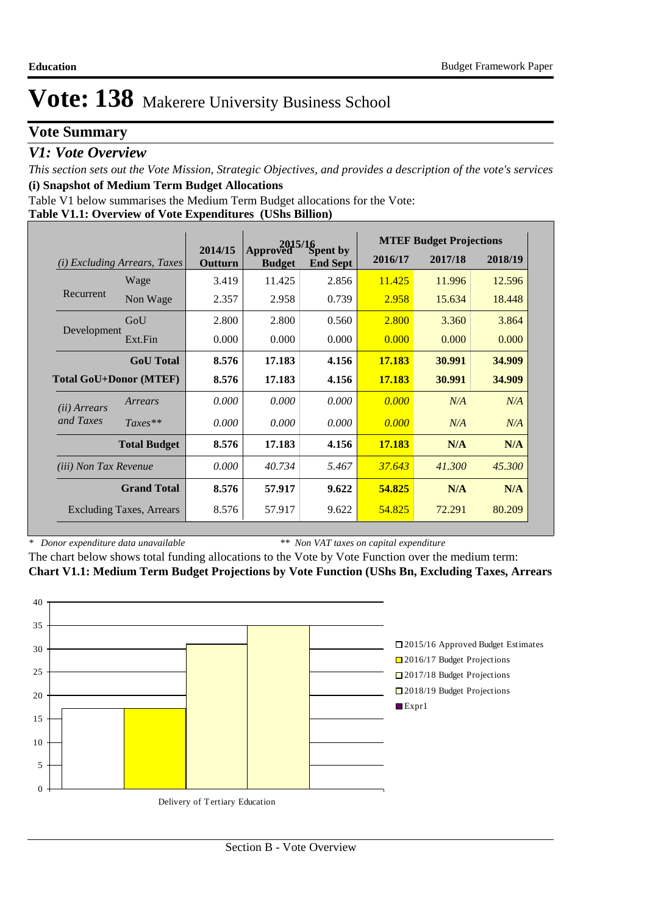# Vote: 138 Makerere University Business School

## Vote Summary

### *V1: Vote Overview*

*This section sets out the Vote Mission, Strategic Objectives, and provides a description of the vote's services*

**(i) Snapshot of Medium Term Budget Allocations**

Table V1 below summarises the Medium Term Budget allocations for the Vote:

**Table V1.1: Overview of Vote Expenditures (UShs Billion)**

| *(i) Excluding Arrears, Taxes* | | 2014/15 Outturn | 2015/16 Approved Budget | 2015/16 Spent by End Sept | MTEF Budget Projections 2016/17 | 2017/18 | 2018/19 |
|---|---|---|---|---|---|---|---|
| Recurrent | Wage | 3.419 | 11.425 | 2.856 | 11.425 | 11.996 | 12.596 |
| | Non Wage | 2.357 | 2.958 | 0.739 | 2.958 | 15.634 | 18.448 |
| Development | GoU | 2.800 | 2.800 | 0.560 | 2.800 | 3.360 | 3.864 |
| | Ext.Fin | 0.000 | 0.000 | 0.000 | 0.000 | 0.000 | 0.000 |
| | **GoU Total** | **8.576** | **17.183** | **4.156** | **17.183** | **30.991** | **34.909** |
| **Total GoU+Donor (MTEF)** | | **8.576** | **17.183** | **4.156** | **17.183** | **30.991** | **34.909** |
| *(ii) Arrears and Taxes* | *Arrears* | *0.000* | *0.000* | *0.000* | *0.000* | *N/A* | *N/A* |
| | *Taxes*** | *0.000* | *0.000* | *0.000* | *0.000* | *N/A* | *N/A* |
| | **Total Budget** | **8.576** | **17.183** | **4.156** | **17.183** | **N/A** | **N/A** |
| *(iii) Non Tax Revenue* | | *0.000* | *40.734* | *5.467* | *37.643* | *41.300* | *45.300* |
| | **Grand Total** | **8.576** | **57.917** | **9.622** | **54.825** | **N/A** | **N/A** |
| Excluding Taxes, Arrears | | 8.576 | 57.917 | 9.622 | 54.825 | 72.291 | 80.209 |

\* *Donor expenditure data unavailable* ** *Non VAT taxes on capital expenditure*

The chart below shows total funding allocations to the Vote by Vote Function over the medium term:

**Chart V1.1: Medium Term Budget Projections by Vote Function (UShs Bn, Excluding Taxes, Arrears**

| Vote Function | 2015/16 Approved Budget Estimates | 2016/17 Budget Projections | 2017/18 Budget Projections | 2018/19 Budget Projections |
|---|---|---|---|---|
| Delivery of Tertiary Education | 17.183 | 17.183 | 30.991 | 34.909 |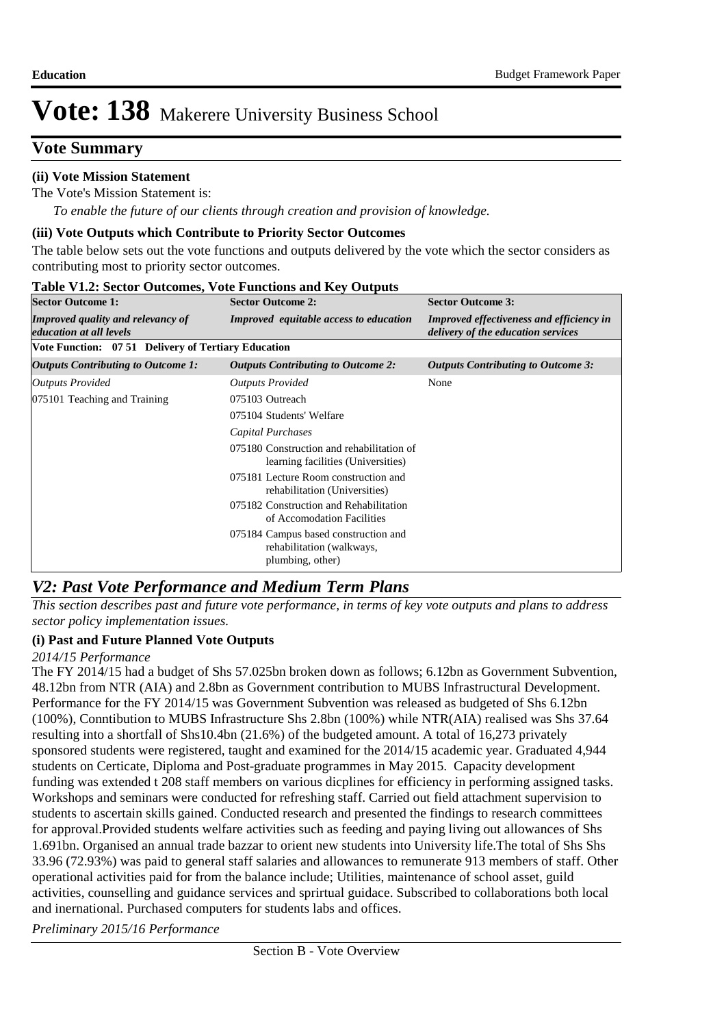# Vote: 138 Makerere University Business School

## Vote Summary

**(ii) Vote Mission Statement**

The Vote's Mission Statement is:

*To enable the future of our clients through creation and provision of knowledge.*

**(iii) Vote Outputs which Contribute to Priority Sector Outcomes**

The table below sets out the vote functions and outputs delivered by the vote which the sector considers as contributing most to priority sector outcomes.

**Table V1.2: Sector Outcomes, Vote Functions and Key Outputs**

| **Sector Outcome 1:** | **Sector Outcome 2:** | **Sector Outcome 3:** |
|---|---|---|
| ***Improved quality and relevancy of education at all levels*** | ***Improved equitable access to education*** | ***Improved effectiveness and efficiency in delivery of the education services*** |
| **Vote Function: 07 51 Delivery of Tertiary Education** | | |
| ***Outputs Contributing to Outcome 1:*** | ***Outputs Contributing to Outcome 2:*** | ***Outputs Contributing to Outcome 3:*** |
| *Outputs Provided* | *Outputs Provided* | None |
| 075101 Teaching and Training | 075103 Outreach | |
| | 075104 Students' Welfare | |
| | *Capital Purchases* | |
| | 075180 Construction and rehabilitation of learning facilities (Universities) | |
| | 075181 Lecture Room construction and rehabilitation (Universities) | |
| | 075182 Construction and Rehabilitation of Accomodation Facilities | |
| | 075184 Campus based construction and rehabilitation (walkways, plumbing, other) | |

## *V2: Past Vote Performance and Medium Term Plans*

*This section describes past and future vote performance, in terms of key vote outputs and plans to address sector policy implementation issues.*

**(i) Past and Future Planned Vote Outputs**

*2014/15 Performance*

The FY 2014/15 had a budget of Shs 57.025bn broken down as follows; 6.12bn as Government Subvention, 48.12bn from NTR (AIA) and 2.8bn as Government contribution to MUBS Infrastructural Development. Performance for the FY 2014/15 was Government Subvention was released as budgeted of Shs 6.12bn (100%), Conntibution to MUBS Infrastructure Shs 2.8bn (100%) while NTR(AIA) realised was Shs 37.64 resulting into a shortfall of Shs10.4bn (21.6%) of the budgeted amount. A total of 16,273 privately sponsored students were registered, taught and examined for the 2014/15 academic year. Graduated 4,944 students on Certicate, Diploma and Post-graduate programmes in May 2015. Capacity development funding was extended t 208 staff members on various dicplines for efficiency in performing assigned tasks. Workshops and seminars were conducted for refreshing staff. Carried out field attachment supervision to students to ascertain skills gained. Conducted research and presented the findings to research committees for approval.Provided students welfare activities such as feeding and paying living out allowances of Shs 1.691bn. Organised an annual trade bazzar to orient new students into University life.The total of Shs Shs 33.96 (72.93%) was paid to general staff salaries and allowances to remunerate 913 members of staff. Other operational activities paid for from the balance include; Utilities, maintenance of school asset, guild activities, counselling and guidance services and sprirtual guidace. Subscribed to collaborations both local and inernational. Purchased computers for students labs and offices.

*Preliminary 2015/16 Performance*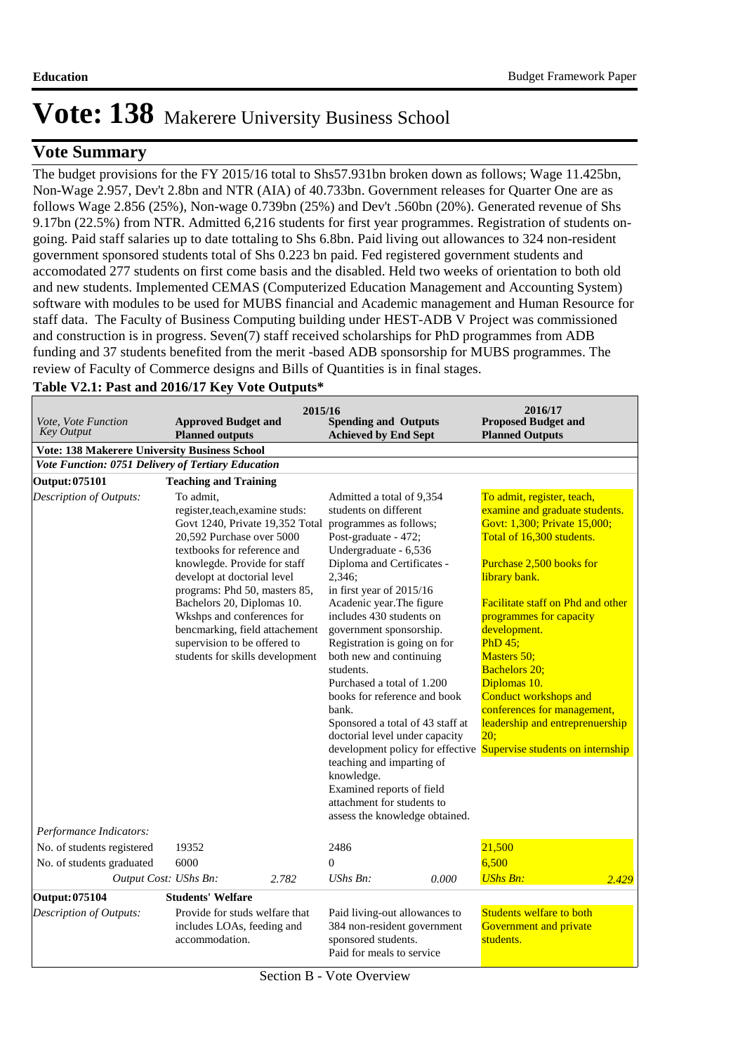# Vote: 138 Makerere University Business School

## Vote Summary

The budget provisions for the FY 2015/16 total to Shs57.931bn broken down as follows; Wage 11.425bn, Non-Wage 2.957, Dev't 2.8bn and NTR (AIA) of 40.733bn. Government releases for Quarter One are as follows Wage 2.856 (25%), Non-wage 0.739bn (25%) and Dev't .560bn (20%). Generated revenue of Shs 9.17bn (22.5%) from NTR. Admitted 6,216 students for first year programmes. Registration of students on-going. Paid staff salaries up to date tottaling to Shs 6.8bn. Paid living out allowances to 324 non-resident government sponsored students total of Shs 0.223 bn paid. Fed registered government students and accomodated 277 students on first come basis and the disabled. Held two weeks of orientation to both old and new students. Implemented CEMAS (Computerized Education Management and Accounting System) software with modules to be used for MUBS financial and Academic management and Human Resource for staff data. The Faculty of Business Computing building under HEST-ADB V Project was commissioned and construction is in progress. Seven(7) staff received scholarships for PhD programmes from ADB funding and 37 students benefited from the merit -based ADB sponsorship for MUBS programmes. The review of Faculty of Commerce designs and Bills of Quantities is in final stages.

**Table V2.1: Past and 2016/17 Key Vote Outputs***

| *Vote, Vote Function Key Output* | 2015/16 **Approved Budget and Planned outputs** | | 2015/16 **Spending and Outputs Achieved by End Sept** | | 2016/17 **Proposed Budget and Planned Outputs** | |
|---|---|---|---|---|---|---|
| **Vote: 138 Makerere University Business School** | | | | | | |
| ***Vote Function: 0751 Delivery of Tertiary Education*** | | | | | | |
| **Output: 075101** | **Teaching and Training** | | | | | |
| *Description of Outputs:* | To admit, register,teach,examine studs: Govt 1240, Private 19,352 Total 20,592 Purchase over 5000 textbooks for reference and knowlegde. Provide for staff developt at doctorial level programs: Phd 50, masters 85, Bachelors 20, Diplomas 10. Wkshps and conferences for bencmarking, field attachement supervision to be offered to students for skills development | | Admitted a total of 9,354 students on different programmes as follows; Post-graduate - 472; Undergraduate - 6,536 Diploma and Certificates - 2,346; in first year of 2015/16 Acadenic year.The figure includes 430 students on government sponsorship. Registration is going on for both new and continuing students. Purchased a total of 1.200 books for reference and book bank. Sponsored a total of 43 staff at doctorial level under capacity development policy for effective teaching and imparting of knowledge. Examined reports of field attachment for students to assess the knowledge obtained. | | To admit, register, teach, examine and graduate students. Govt: 1,300; Private 15,000; Total of 16,300 students. Purchase 2,500 books for library bank. Facilitate staff on Phd and other programmes for capacity development. PhD 45; Masters 50; Bachelors 20; Diplomas 10. Conduct workshops and conferences for management, leadership and entreprenuership 20; Supervise students on internship | |
| *Performance Indicators:* | | | | | | |
| No. of students registered | 19352 | | 2486 | | 21,500 | |
| No. of students graduated | 6000 | | 0 | | 6,500 | |
| *Output Cost: UShs Bn:* | | *2.782* | *UShs Bn:* | *0.000* | *UShs Bn:* | *2.429* |
| **Output: 075104** | **Students' Welfare** | | | | | |
| *Description of Outputs:* | Provide for studs welfare that includes LOAs, feeding and accommodation. | | Paid living-out allowances to 384 non-resident government sponsored students. Paid for meals to service | | Students welfare to both Government and private students. | |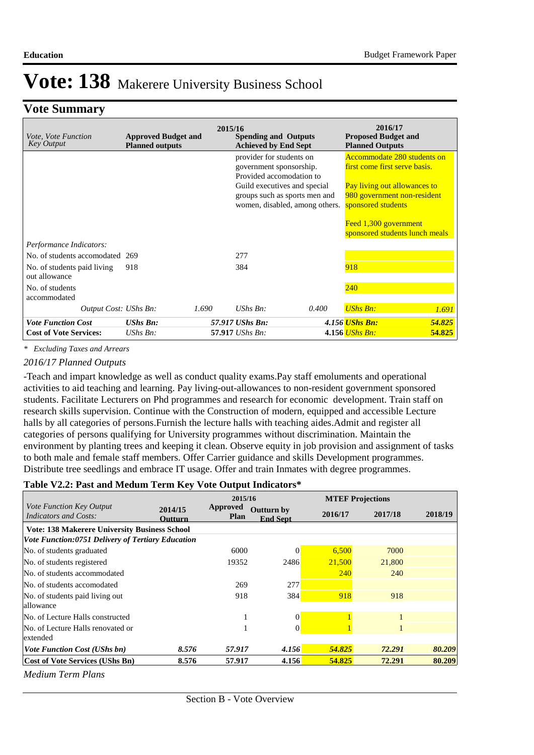# Vote: 138 Makerere University Business School

## Vote Summary

| *Vote, Vote Function Key Output* | 2015/16 **Approved Budget and Planned outputs** | | **Spending and Outputs Achieved by End Sept** | | 2016/17 **Proposed Budget and Planned Outputs** | |
|---|---|---|---|---|---|---|
| | | | provider for students on government sponsorship. Provided accomodation to Guild executives and special groups such as sports men and women, disabled, among others. | | Accommodate 280 students on first come first serve basis.<br><br>Pay living out allowances to 980 government non-resident sponsored students<br><br>Feed 1,300 government sponsored students lunch meals | |
| *Performance Indicators:* | | | | | | |
| No. of students accomodated | 269 | | 277 | | | |
| No. of students paid living out allowance | 918 | | 384 | | 918 | |
| No. of students accommodated | | | | | 240 | |
| *Output Cost:* | *UShs Bn:* | *1.690* | *UShs Bn:* | *0.400* | *UShs Bn:* | *1.691* |
| ***Vote Function Cost*** | ***UShs Bn:*** | ***57.917*** | ***UShs Bn:*** | ***4.156*** | ***UShs Bn:*** | ***54.825*** |
| **Cost of Vote Services:** | *UShs Bn:* | **57.917** | *UShs Bn:* | **4.156** | *UShs Bn:* | **54.825** |

*\* Excluding Taxes and Arrears*

*2016/17 Planned Outputs*

-Teach and impart knowledge as well as conduct quality exams.Pay staff emoluments and operational activities to aid teaching and learning. Pay living-out-allowances to non-resident government sponsored students. Facilitate Lecturers on Phd programmes and research for economic development. Train staff on research skills supervision. Continue with the Construction of modern, equipped and accessible Lecture halls by all categories of persons.Furnish the lecture halls with teaching aides.Admit and register all categories of persons qualifying for University programmes without discrimination. Maintain the environment by planting trees and keeping it clean. Observe equity in job provision and assignment of tasks to both male and female staff members. Offer Carrier guidance and skills Development programmes. Distribute tree seedlings and embrace IT usage. Offer and train Inmates with degree programmes.

**Table V2.2: Past and Medum Term Key Vote Output Indicators\***

| *Vote Function Key Output Indicators and Costs:* | 2014/15 Outturn | 2015/16 Approved Plan | Outturn by End Sept | MTEF Projections 2016/17 | 2017/18 | 2018/19 |
|---|---|---|---|---|---|---|
| **Vote: 138 Makerere University Business School** | | | | | | |
| ***Vote Function:0751 Delivery of Tertiary Education*** | | | | | | |
| No. of students graduated | | 6000 | 0 | 6,500 | 7000 | |
| No. of students registered | | 19352 | 2486 | 21,500 | 21,800 | |
| No. of students accommodated | | | | 240 | 240 | |
| No. of students accomodated | | 269 | 277 | | | |
| No. of students paid living out allowance | | 918 | 384 | 918 | 918 | |
| No. of Lecture Halls constructed | | 1 | 0 | 1 | 1 | |
| No. of Lecture Halls renovated or extended | | 1 | 0 | 1 | 1 | |
| ***Vote Function Cost (UShs bn)*** | ***8.576*** | ***57.917*** | ***4.156*** | ***54.825*** | ***72.291*** | ***80.209*** |
| **Cost of Vote Services (UShs Bn)** | **8.576** | **57.917** | **4.156** | **54.825** | **72.291** | **80.209** |

*Medium Term Plans*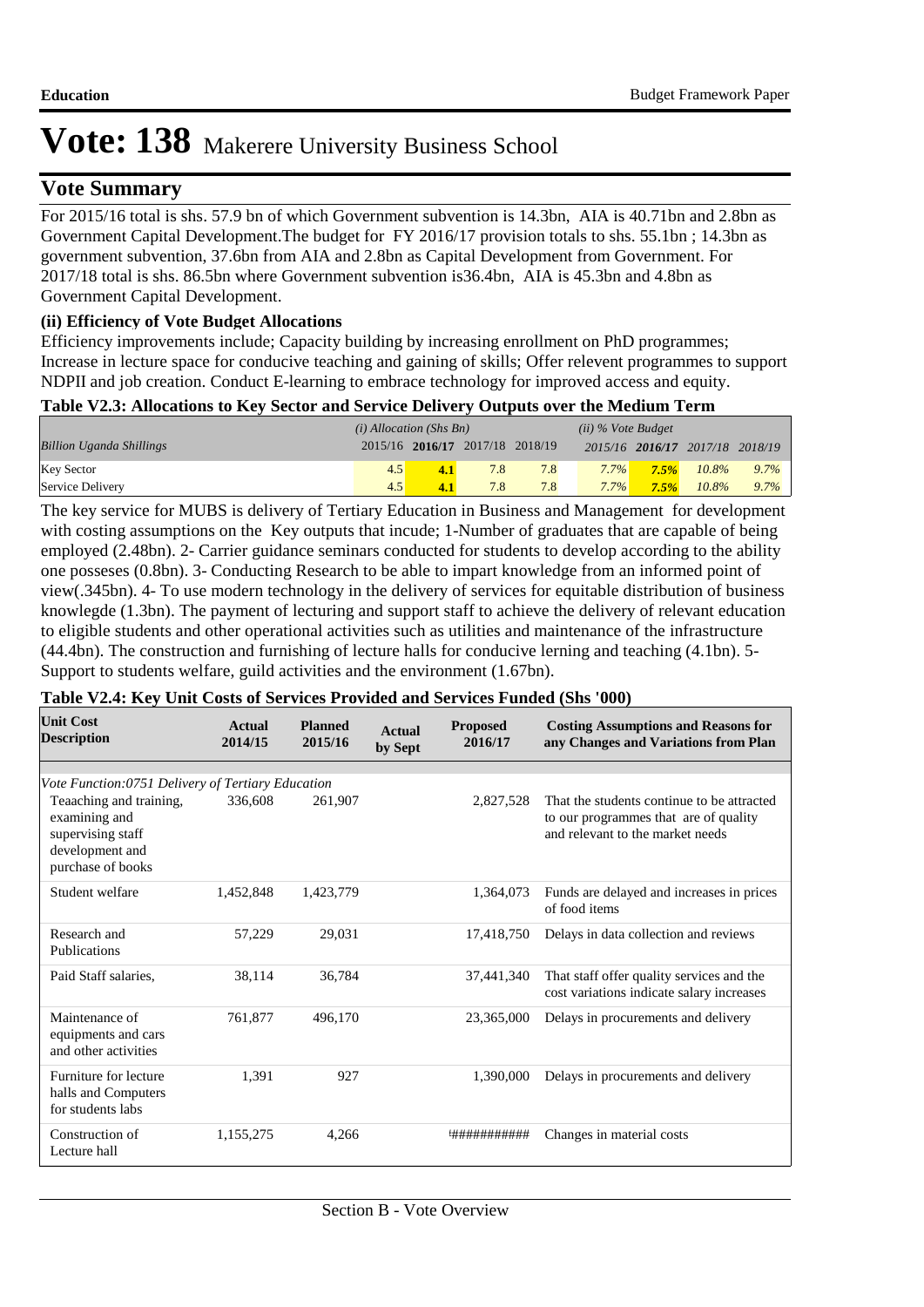# Vote: 138 Makerere University Business School

## Vote Summary

For 2015/16 total is shs. 57.9 bn of which Government subvention is 14.3bn, AIA is 40.71bn and 2.8bn as Government Capital Development.The budget for FY 2016/17 provision totals to shs. 55.1bn ; 14.3bn as government subvention, 37.6bn from AIA and 2.8bn as Capital Development from Government. For 2017/18 total is shs. 86.5bn where Government subvention is36.4bn, AIA is 45.3bn and 4.8bn as Government Capital Development.

### (ii) Efficiency of Vote Budget Allocations

Efficiency improvements include; Capacity building by increasing enrollment on PhD programmes; Increase in lecture space for conducive teaching and gaining of skills; Offer relevent programmes to support NDPII and job creation. Conduct E-learning to embrace technology for improved access and equity.

**Table V2.3: Allocations to Key Sector and Service Delivery Outputs over the Medium Term**

| | *(i) Allocation (Shs Bn)* | | | | *(ii) % Vote Budget* | | | |
|---|---|---|---|---|---|---|---|---|
| *Billion Uganda Shillings* | 2015/16 | **2016/17** | 2017/18 | 2018/19 | *2015/16* | ***2016/17*** | *2017/18* | *2018/19* |
| Key Sector | 4.5 | **4.1** | 7.8 | 7.8 | *7.7%* | ***7.5%*** | *10.8%* | *9.7%* |
| Service Delivery | 4.5 | **4.1** | 7.8 | 7.8 | *7.7%* | ***7.5%*** | *10.8%* | *9.7%* |

The key service for MUBS is delivery of Tertiary Education in Business and Management for development with costing assumptions on the Key outputs that incude; 1-Number of graduates that are capable of being employed (2.48bn). 2- Carrier guidance seminars conducted for students to develop according to the ability one posseses (0.8bn). 3- Conducting Research to be able to impart knowledge from an informed point of view(.345bn). 4- To use modern technology in the delivery of services for equitable distribution of business knowlegde (1.3bn). The payment of lecturing and support staff to achieve the delivery of relevant education to eligible students and other operational activities such as utilities and maintenance of the infrastructure (44.4bn). The construction and furnishing of lecture halls for conducive lerning and teaching (4.1bn). 5- Support to students welfare, guild activities and the environment (1.67bn).

**Table V2.4: Key Unit Costs of Services Provided and Services Funded (Shs '000)**

| Unit Cost Description | Actual 2014/15 | Planned 2015/16 | Actual by Sept | Proposed 2016/17 | Costing Assumptions and Reasons for any Changes and Variations from Plan |
|---|---|---|---|---|---|
| *Vote Function:0751 Delivery of Tertiary Education* | | | | | |
| Teaaching and training, examining and supervising staff development and purchase of books | 336,608 | 261,907 | | 2,827,528 | That the students continue to be attracted to our programmes that are of quality and relevant to the market needs |
| Student welfare | 1,452,848 | 1,423,779 | | 1,364,073 | Funds are delayed and increases in prices of food items |
| Research and Publications | 57,229 | 29,031 | | 17,418,750 | Delays in data collection and reviews |
| Paid Staff salaries, | 38,114 | 36,784 | | 37,441,340 | That staff offer quality services and the cost variations indicate salary increases |
| Maintenance of equipments and cars and other activities | 761,877 | 496,170 | | 23,365,000 | Delays in procurements and delivery |
| Furniture for lecture halls and Computers for students labs | 1,391 | 927 | | 1,390,000 | Delays in procurements and delivery |
| Construction of Lecture hall | 1,155,275 | 4,266 | | ########### | Changes in material costs |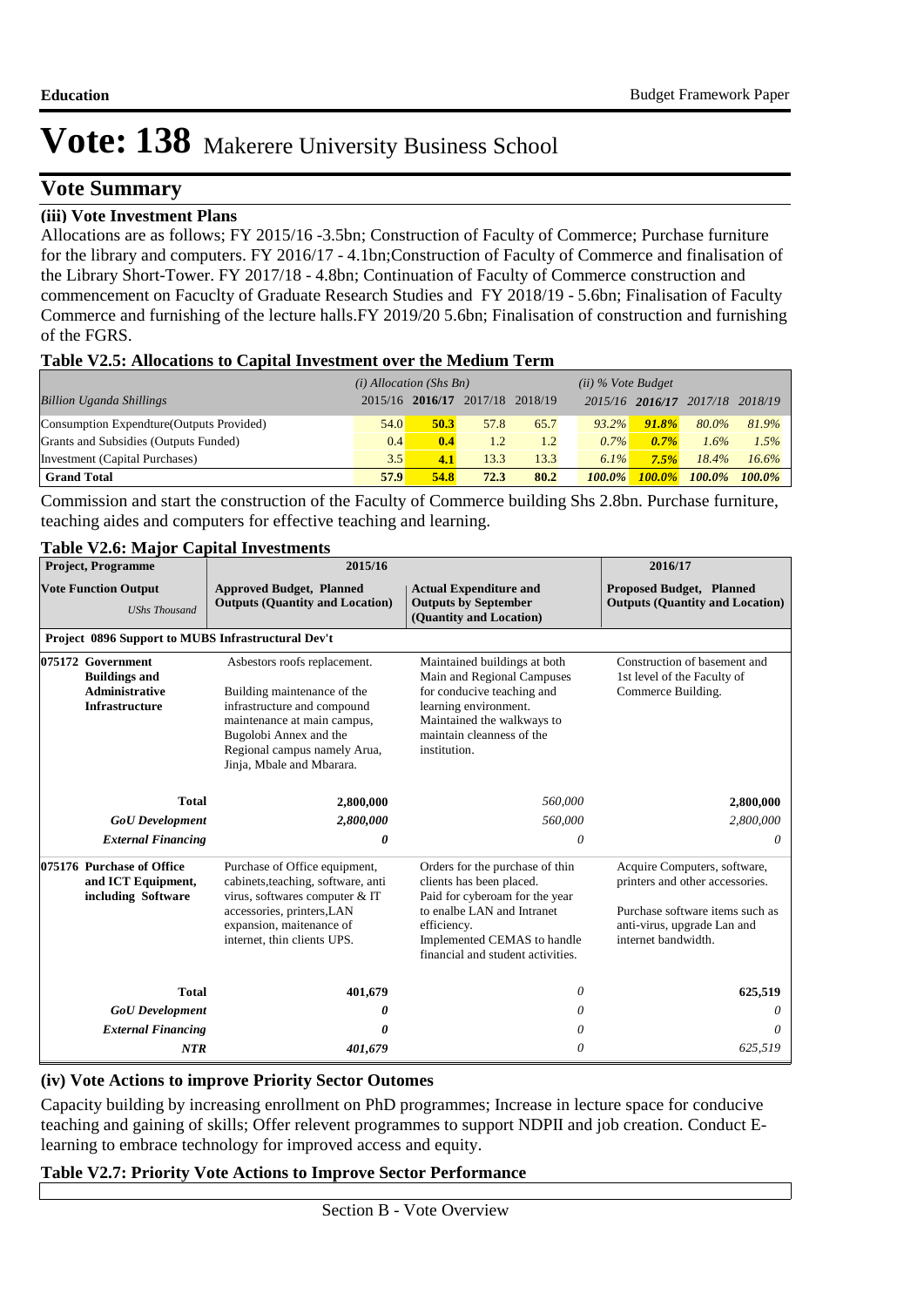# Vote: 138 Makerere University Business School

## Vote Summary

### (iii) Vote Investment Plans

Allocations are as follows; FY 2015/16 -3.5bn; Construction of Faculty of Commerce; Purchase furniture for the library and computers. FY 2016/17 - 4.1bn;Construction of Faculty of Commerce and finalisation of the Library Short-Tower. FY 2017/18 - 4.8bn; Continuation of Faculty of Commerce construction and commencement on Facuclty of Graduate Research Studies and FY 2018/19 - 5.6bn; Finalisation of Faculty Commerce and furnishing of the lecture halls.FY 2019/20 5.6bn; Finalisation of construction and furnishing of the FGRS.

**Table V2.5: Allocations to Capital Investment over the Medium Term**

| | *(i) Allocation (Shs Bn)* | | | | *(ii) % Vote Budget* | | | |
|---|---|---|---|---|---|---|---|---|
| *Billion Uganda Shillings* | 2015/16 | **2016/17** | 2017/18 | 2018/19 | 2015/16 | **2016/17** | 2017/18 | 2018/19 |
| Consumption Expendture(Outputs Provided) | 54.0 | **50.3** | 57.8 | 65.7 | *93.2%* | ***91.8%*** | *80.0%* | *81.9%* |
| Grants and Subsidies (Outputs Funded) | 0.4 | **0.4** | 1.2 | 1.2 | *0.7%* | ***0.7%*** | *1.6%* | *1.5%* |
| Investment (Capital Purchases) | 3.5 | **4.1** | 13.3 | 13.3 | *6.1%* | ***7.5%*** | *18.4%* | *16.6%* |
| **Grand Total** | **57.9** | **54.8** | **72.3** | **80.2** | ***100.0%*** | ***100.0%*** | ***100.0%*** | ***100.0%*** |

Commission and start the construction of the Faculty of Commerce building Shs 2.8bn. Purchase furniture, teaching aides and computers for effective teaching and learning.

**Table V2.6: Major Capital Investments**

| Project, Programme | 2015/16 | | 2016/17 |
|---|---|---|---|
| **Vote Function Output** *UShs Thousand* | **Approved Budget, Planned Outputs (Quantity and Location)** | **Actual Expenditure and Outputs by September (Quantity and Location)** | **Proposed Budget, Planned Outputs (Quantity and Location)** |
| **Project 0896 Support to MUBS Infrastructural Dev't** | | | |
| **075172 Government Buildings and Administrative Infrastructure** | Asbestors roofs replacement. Building maintenance of the infrastructure and compound maintenance at main campus, Bugolobi Annex and the Regional campus namely Arua, Jinja, Mbale and Mbarara. | Maintained buildings at both Main and Regional Campuses for conducive teaching and learning environment. Maintained the walkways to maintain cleanness of the institution. | Construction of basement and 1st level of the Faculty of Commerce Building. |
| **Total** | **2,800,000** | *560,000* | **2,800,000** |
| ***GoU Development*** | ***2,800,000*** | *560,000* | *2,800,000* |
| ***External Financing*** | ***0*** | *0* | *0* |
| **075176 Purchase of Office and ICT Equipment, including Software** | Purchase of Office equipment, cabinets,teaching, software, anti virus, softwares computer & IT accessories, printers,LAN expansion, maitenance of internet, thin clients UPS. | Orders for the purchase of thin clients has been placed. Paid for cyberoam for the year to enalbe LAN and Intranet efficiency. Implemented CEMAS to handle financial and student activities. | Acquire Computers, software, printers and other accessories. Purchase software items such as anti-virus, upgrade Lan and internet bandwidth. |
| **Total** | **401,679** | *0* | **625,519** |
| ***GoU Development*** | ***0*** | *0* | *0* |
| ***External Financing*** | ***0*** | *0* | *0* |
| ***NTR*** | ***401,679*** | *0* | *625,519* |

### (iv) Vote Actions to improve Priority Sector Outomes

Capacity building by increasing enrollment on PhD programmes; Increase in lecture space for conducive teaching and gaining of skills; Offer relevent programmes to support NDPII and job creation. Conduct E-learning to embrace technology for improved access and equity.

**Table V2.7: Priority Vote Actions to Improve Sector Performance**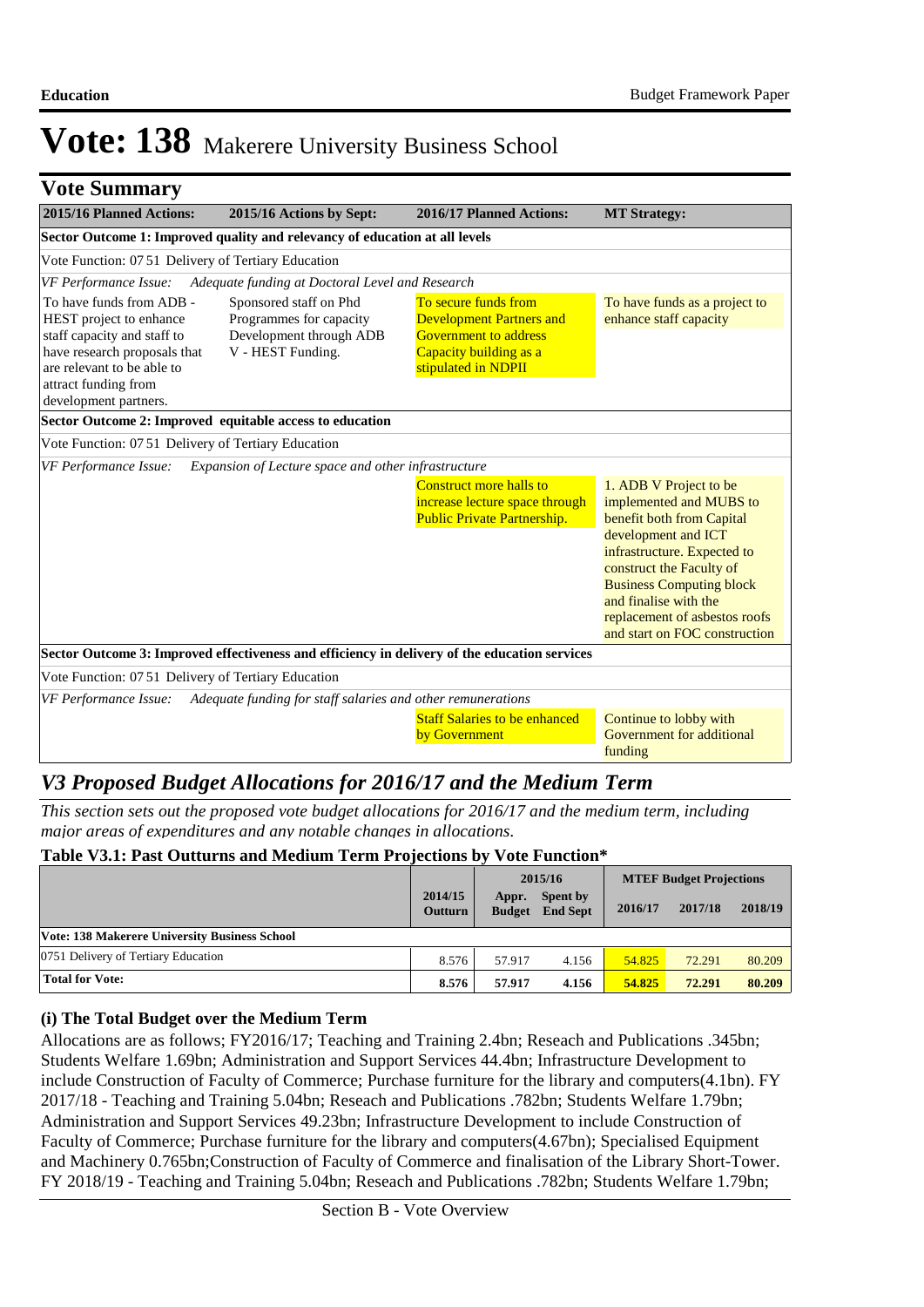# Vote: 138 Makerere University Business School

## Vote Summary

| 2015/16 Planned Actions: | 2015/16 Actions by Sept: | 2016/17 Planned Actions: | MT Strategy: |
|---|---|---|---|
| **Sector Outcome 1: Improved quality and relevancy of education at all levels** | | | |
| Vote Function: 07 51 Delivery of Tertiary Education | | | |
| *VF Performance Issue:* *Adequate funding at Doctoral Level and Research* | | | |
| To have funds from ADB - HEST project to enhance staff capacity and staff to have research proposals that are relevant to be able to attract funding from development partners. | Sponsored staff on Phd Programmes for capacity Development through ADB V - HEST Funding. | To secure funds from Development Partners and Government to address Capacity building as a stipulated in NDPII | To have funds as a project to enhance staff capacity |
| **Sector Outcome 2: Improved equitable access to education** | | | |
| Vote Function: 07 51 Delivery of Tertiary Education | | | |
| *VF Performance Issue:* *Expansion of Lecture space and other infrastructure* | | | |
| | | Construct more halls to increase lecture space through Public Private Partnership. | 1. ADB V Project to be implemented and MUBS to benefit both from Capital development and ICT infrastructure. Expected to construct the Faculty of Business Computing block and finalise with the replacement of asbestos roofs and start on FOC construction |
| **Sector Outcome 3: Improved effectiveness and efficiency in delivery of the education services** | | | |
| Vote Function: 07 51 Delivery of Tertiary Education | | | |
| *VF Performance Issue:* *Adequate funding for staff salaries and other remunerations* | | | |
| | | Staff Salaries to be enhanced by Government | Continue to lobby with Government for additional funding |

## *V3 Proposed Budget Allocations for 2016/17 and the Medium Term*

*This section sets out the proposed vote budget allocations for 2016/17 and the medium term, including major areas of expenditures and any notable changes in allocations.*

### Table V3.1: Past Outturns and Medium Term Projections by Vote Function*

| | 2014/15 Outturn | 2015/16 Appr. Budget | 2015/16 Spent by End Sept | MTEF Budget Projections 2016/17 | 2017/18 | 2018/19 |
|---|---|---|---|---|---|---|
| **Vote: 138 Makerere University Business School** | | | | | | |
| 0751 Delivery of Tertiary Education | 8.576 | 57.917 | 4.156 | 54.825 | 72.291 | 80.209 |
| **Total for Vote:** | **8.576** | **57.917** | **4.156** | **54.825** | **72.291** | **80.209** |

### (i) The Total Budget over the Medium Term

Allocations are as follows; FY2016/17; Teaching and Training 2.4bn; Reseach and Publications .345bn; Students Welfare 1.69bn; Administration and Support Services 44.4bn; Infrastructure Development to include Construction of Faculty of Commerce; Purchase furniture for the library and computers(4.1bn). FY 2017/18 - Teaching and Training 5.04bn; Reseach and Publications .782bn; Students Welfare 1.79bn; Administration and Support Services 49.23bn; Infrastructure Development to include Construction of Faculty of Commerce; Purchase furniture for the library and computers(4.67bn); Specialised Equipment and Machinery 0.765bn;Construction of Faculty of Commerce and finalisation of the Library Short-Tower. FY 2018/19 - Teaching and Training 5.04bn; Reseach and Publications .782bn; Students Welfare 1.79bn;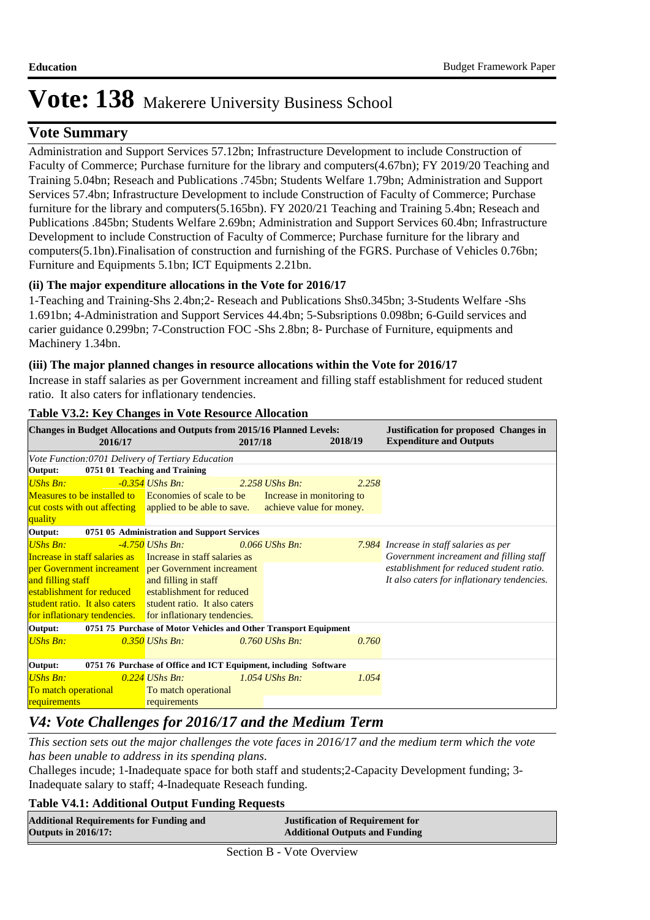# Vote: 138 Makerere University Business School

## Vote Summary

Administration and Support Services 57.12bn; Infrastructure Development to include Construction of Faculty of Commerce; Purchase furniture for the library and computers(4.67bn); FY 2019/20 Teaching and Training 5.04bn; Reseach and Publications .745bn; Students Welfare 1.79bn; Administration and Support Services 57.4bn; Infrastructure Development to include Construction of Faculty of Commerce; Purchase furniture for the library and computers(5.165bn). FY 2020/21 Teaching and Training 5.4bn; Reseach and Publications .845bn; Students Welfare 2.69bn; Administration and Support Services 60.4bn; Infrastructure Development to include Construction of Faculty of Commerce; Purchase furniture for the library and computers(5.1bn).Finalisation of construction and furnishing of the FGRS. Purchase of Vehicles 0.76bn; Furniture and Equipments 5.1bn; ICT Equipments 2.21bn.

### (ii) The major expenditure allocations in the Vote for 2016/17

1-Teaching and Training-Shs 2.4bn;2- Reseach and Publications Shs0.345bn; 3-Students Welfare -Shs 1.691bn; 4-Administration and Support Services 44.4bn; 5-Subsriptions 0.098bn; 6-Guild services and carier guidance 0.299bn; 7-Construction FOC -Shs 2.8bn; 8- Purchase of Furniture, equipments and Machinery 1.34bn.

### (iii) The major planned changes in resource allocations within the Vote for 2016/17

Increase in staff salaries as per Government increament and filling staff establishment for reduced student ratio. It also caters for inflationary tendencies.

**Table V3.2: Key Changes in Vote Resource Allocation**

| Changes in Budget Allocations and Outputs from 2015/16 Planned Levels: 2016/17 | 2017/18 | 2018/19 | Justification for proposed Changes in Expenditure and Outputs |
|---|---|---|---|
| *Vote Function:0701 Delivery of Tertiary Education* | | | |
| **Output: 0751 01 Teaching and Training** | | | |
| *UShs Bn: -0.354* | *UShs Bn: 2.258* | *UShs Bn: 2.258* | |
| Measures to be installed to cut costs with out affecting quality | Economies of scale to be applied to be able to save. | Increase in monitoring to achieve value for money. | |
| **Output: 0751 05 Administration and Support Services** | | | |
| *UShs Bn: -4.750* | *UShs Bn: 0.066* | *UShs Bn: 7.984* | *Increase in staff salaries as per Government increament and filling staff establishment for reduced student ratio. It also caters for inflationary tendencies.* |
| Increase in staff salaries as per Government increament and filling staff establishment for reduced student ratio. It also caters for inflationary tendencies. | Increase in staff salaries as per Government increament and filling in staff establishment for reduced student ratio. It also caters for inflationary tendencies. | | |
| **Output: 0751 75 Purchase of Motor Vehicles and Other Transport Equipment** | | | |
| *UShs Bn: 0.350* | *UShs Bn: 0.760* | *UShs Bn: 0.760* | |
| **Output: 0751 76 Purchase of Office and ICT Equipment, including Software** | | | |
| *UShs Bn: 0.224* | *UShs Bn: 1.054* | *UShs Bn: 1.054* | |
| To match operational requirements | To match operational requirements | | |

## *V4: Vote Challenges for 2016/17 and the Medium Term*

*This section sets out the major challenges the vote faces in 2016/17 and the medium term which the vote has been unable to address in its spending plans.*

Challeges incude; 1-Inadequate space for both staff and students;2-Capacity Development funding; 3-Inadequate salary to staff; 4-Inadequate Reseach funding.

**Table V4.1: Additional Output Funding Requests**

| Additional Requirements for Funding and Outputs in 2016/17: | Justification of Requirement for Additional Outputs and Funding |
|---|---|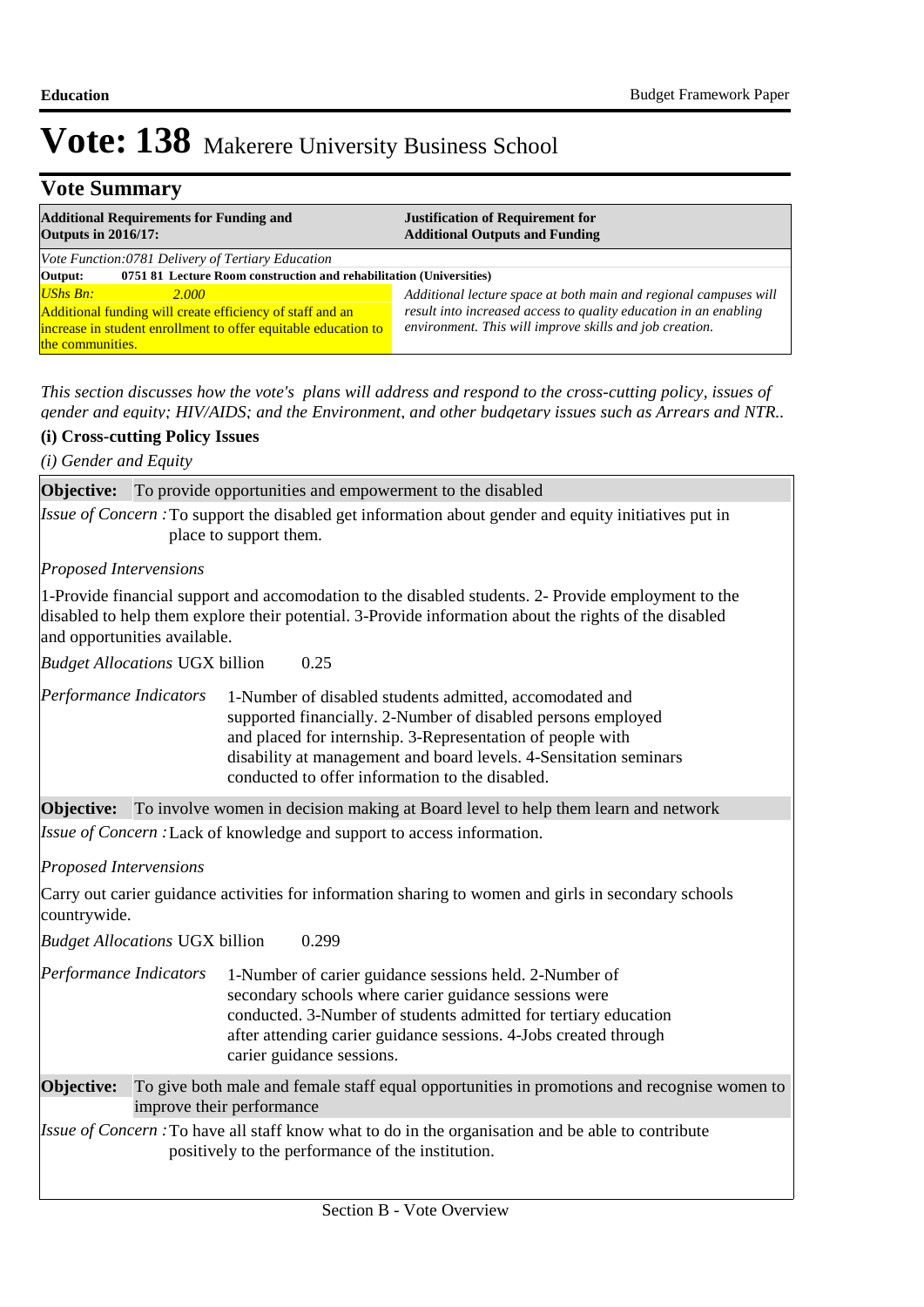# Vote: 138 Makerere University Business School

## Vote Summary

| Additional Requirements for Funding and Outputs in 2016/17: | Justification of Requirement for Additional Outputs and Funding |
|---|---|
| *Vote Function:0781 Delivery of Tertiary Education* | |
| **Output: 0751 81 Lecture Room construction and rehabilitation (Universities)** | |
| *UShs Bn: 2.000* Additional funding will create efficiency of staff and an increase in student enrollment to offer equitable education to the communities. | *Additional lecture space at both main and regional campuses will result into increased access to quality education in an enabling environment. This will improve skills and job creation.* |

*This section discusses how the vote's plans will address and respond to the cross-cutting policy, issues of gender and equity; HIV/AIDS; and the Environment, and other budgetary issues such as Arrears and NTR..*

**(i) Cross-cutting Policy Issues**

*(i) Gender and Equity*

**Objective:** To provide opportunities and empowerment to the disabled

*Issue of Concern :* To support the disabled get information about gender and equity initiatives put in place to support them.

*Proposed Interventions*

1-Provide financial support and accomodation to the disabled students. 2- Provide employment to the disabled to help them explore their potential. 3-Provide information about the rights of the disabled and opportunities available.

*Budget Allocations* UGX billion 0.25

*Performance Indicators* 1-Number of disabled students admitted, accomodated and supported financially. 2-Number of disabled persons employed and placed for internship. 3-Representation of people with disability at management and board levels. 4-Sensitation seminars conducted to offer information to the disabled.

**Objective:** To involve women in decision making at Board level to help them learn and network

*Issue of Concern :* Lack of knowledge and support to access information.

*Proposed Interventions*

Carry out carier guidance activities for information sharing to women and girls in secondary schools countrywide.

*Budget Allocations* UGX billion 0.299

*Performance Indicators* 1-Number of carier guidance sessions held. 2-Number of secondary schools where carier guidance sessions were conducted. 3-Number of students admitted for tertiary education after attending carier guidance sessions. 4-Jobs created through carier guidance sessions.

**Objective:** To give both male and female staff equal opportunities in promotions and recognise women to improve their performance

*Issue of Concern :* To have all staff know what to do in the organisation and be able to contribute positively to the performance of the institution.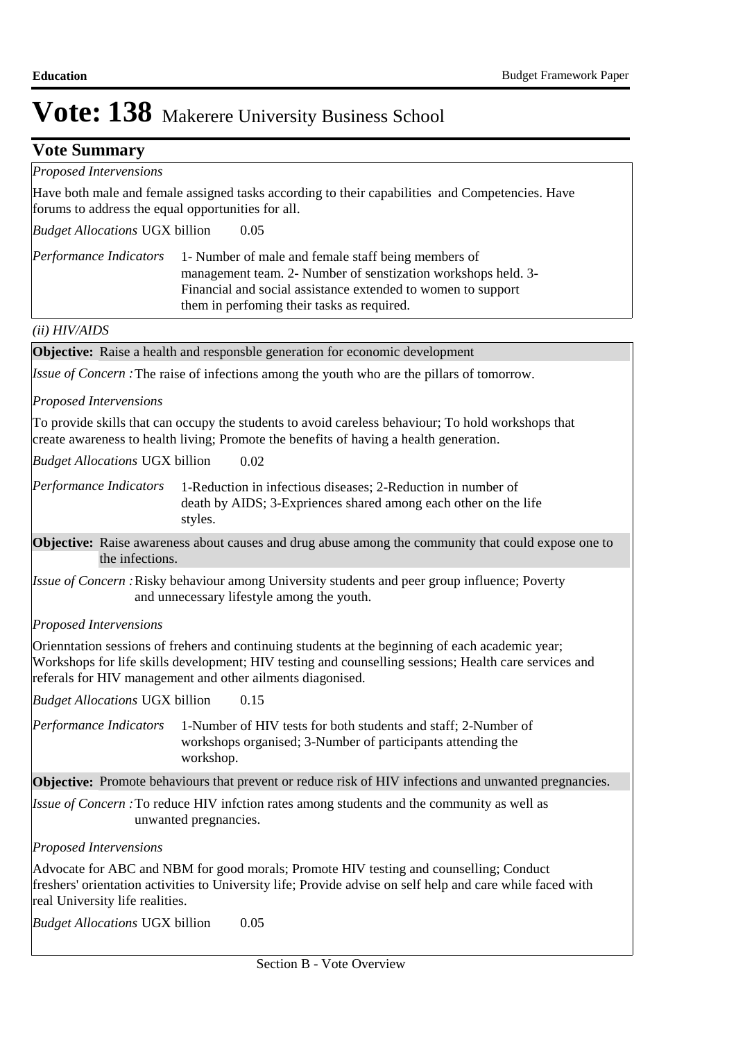# Vote: 138 Makerere University Business School

## Vote Summary

*Proposed Interventions*

Have both male and female assigned tasks according to their capabilities and Competencies. Have forums to address the equal opportunities for all.

*Budget Allocations* UGX billion 0.05

*Performance Indicators* 1- Number of male and female staff being members of management team. 2- Number of senstization workshops held. 3- Financial and social assistance extended to women to support them in perfoming their tasks as required.

*(ii) HIV/AIDS*

**Objective:** Raise a health and responsble generation for economic development

*Issue of Concern :* The raise of infections among the youth who are the pillars of tomorrow.

*Proposed Interventions*

To provide skills that can occupy the students to avoid careless behaviour; To hold workshops that create awareness to health living; Promote the benefits of having a health generation.

*Budget Allocations* UGX billion 0.02

*Performance Indicators* 1-Reduction in infectious diseases; 2-Reduction in number of death by AIDS; 3-Expriences shared among each other on the life styles.

**Objective:** Raise awareness about causes and drug abuse among the community that could expose one to the infections.

*Issue of Concern :* Risky behaviour among University students and peer group influence; Poverty and unnecessary lifestyle among the youth.

*Proposed Interventions*

Orienntation sessions of frehers and continuing students at the beginning of each academic year; Workshops for life skills development; HIV testing and counselling sessions; Health care services and referals for HIV management and other ailments diagonised.

*Budget Allocations* UGX billion 0.15

*Performance Indicators* 1-Number of HIV tests for both students and staff; 2-Number of workshops organised; 3-Number of participants attending the workshop.

**Objective:** Promote behaviours that prevent or reduce risk of HIV infections and unwanted pregnancies.

*Issue of Concern :* To reduce HIV infction rates among students and the community as well as unwanted pregnancies.

*Proposed Interventions*

Advocate for ABC and NBM for good morals; Promote HIV testing and counselling; Conduct freshers' orientation activities to University life; Provide advise on self help and care while faced with real University life realities.

*Budget Allocations* UGX billion 0.05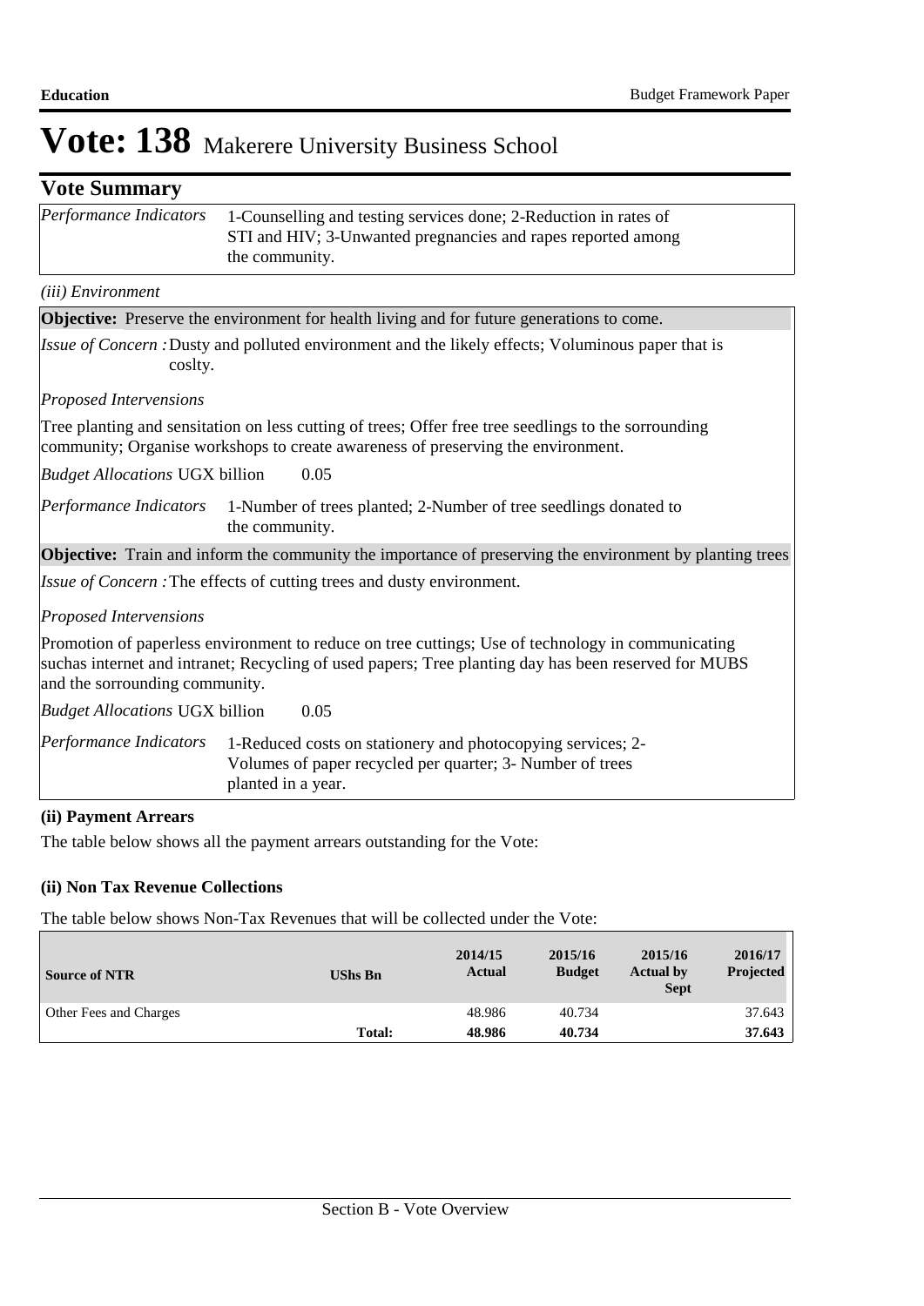# Vote: 138 Makerere University Business School

## Vote Summary

| | |
|---|---|
| *Performance Indicators* | 1-Counselling and testing services done; 2-Reduction in rates of STI and HIV; 3-Unwanted pregnancies and rapes reported among the community. |

*(iii) Environment*

**Objective:** Preserve the environment for health living and for future generations to come.

*Issue of Concern :* Dusty and polluted environment and the likely effects; Voluminous paper that is coslty.

*Proposed Intervensions*

Tree planting and sensitation on less cutting of trees; Offer free tree seedlings to the sorrounding community; Organise workshops to create awareness of preserving the environment.

*Budget Allocations* UGX billion 0.05

*Performance Indicators* 1-Number of trees planted; 2-Number of tree seedlings donated to the community.

**Objective:** Train and inform the community the importance of preserving the environment by planting trees

*Issue of Concern :* The effects of cutting trees and dusty environment.

*Proposed Intervensions*

Promotion of paperless environment to reduce on tree cuttings; Use of technology in communicating suchas internet and intranet; Recycling of used papers; Tree planting day has been reserved for MUBS and the sorrounding community.

*Budget Allocations* UGX billion 0.05

*Performance Indicators* 1-Reduced costs on stationery and photocopying services; 2-Volumes of paper recycled per quarter; 3- Number of trees planted in a year.

**(ii) Payment Arrears**

The table below shows all the payment arrears outstanding for the Vote:

**(ii) Non Tax Revenue Collections**

The table below shows Non-Tax Revenues that will be collected under the Vote:

| Source of NTR | UShs Bn | 2014/15 Actual | 2015/16 Budget | 2015/16 Actual by Sept | 2016/17 Projected |
|---|---|---|---|---|---|
| Other Fees and Charges | | 48.986 | 40.734 | | 37.643 |
| | **Total:** | **48.986** | **40.734** | | **37.643** |